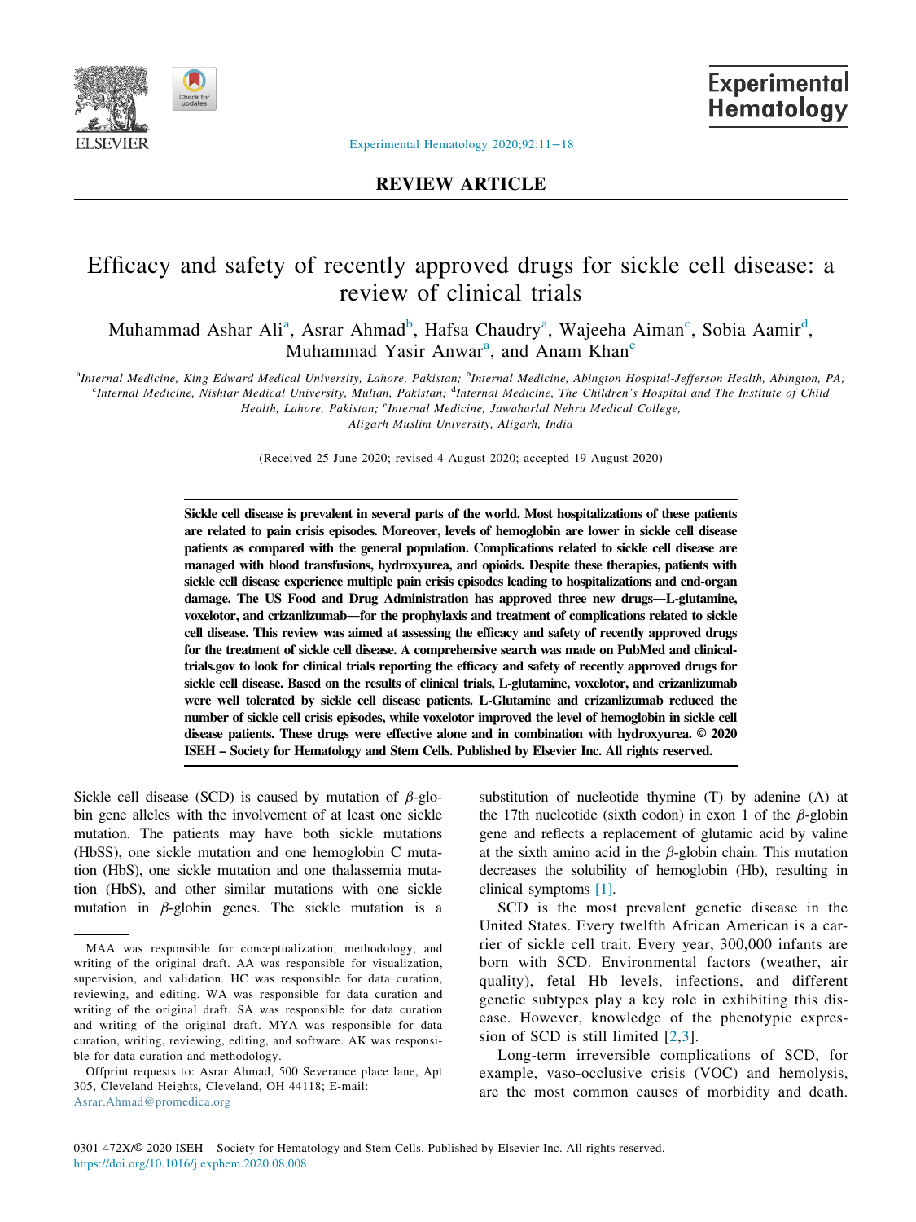REVIEW ARTICLE

# Efficacy and safety of recently approved drugs for sickle cell disease: a review of clinical trials

Muhammad Ashar Ali[a], Asrar Ahmad[b], Hafsa Chaudry[a], Wajeeha Aiman[c], Sobia Aamir[d], Muhammad Yasir Anwar[a], and Anam Khan[e]

[a]*Internal Medicine, King Edward Medical University, Lahore, Pakistan;* [b]*Internal Medicine, Abington Hospital-Jefferson Health, Abington, PA;* [c]*Internal Medicine, Nishtar Medical University, Multan, Pakistan;* [d]*Internal Medicine, The Children's Hospital and The Institute of Child Health, Lahore, Pakistan;* [e]*Internal Medicine, Jawaharlal Nehru Medical College, Aligarh Muslim University, Aligarh, India*

(Received 25 June 2020; revised 4 August 2020; accepted 19 August 2020)

**Sickle cell disease is prevalent in several parts of the world. Most hospitalizations of these patients are related to pain crisis episodes. Moreover, levels of hemoglobin are lower in sickle cell disease patients as compared with the general population. Complications related to sickle cell disease are managed with blood transfusions, hydroxyurea, and opioids. Despite these therapies, patients with sickle cell disease experience multiple pain crisis episodes leading to hospitalizations and end-organ damage. The US Food and Drug Administration has approved three new drugs—L-glutamine, voxelotor, and crizanlizumab—for the prophylaxis and treatment of complications related to sickle cell disease. This review was aimed at assessing the efficacy and safety of recently approved drugs for the treatment of sickle cell disease. A comprehensive search was made on PubMed and clinicaltrials.gov to look for clinical trials reporting the efficacy and safety of recently approved drugs for sickle cell disease. Based on the results of clinical trials, L-glutamine, voxelotor, and crizanlizumab were well tolerated by sickle cell disease patients. L-Glutamine and crizanlizumab reduced the number of sickle cell crisis episodes, while voxelotor improved the level of hemoglobin in sickle cell disease patients. These drugs were effective alone and in combination with hydroxyurea. © 2020 ISEH – Society for Hematology and Stem Cells. Published by Elsevier Inc. All rights reserved.**

Sickle cell disease (SCD) is caused by mutation of $\beta$-globin gene alleles with the involvement of at least one sickle mutation. The patients may have both sickle mutations (HbSS), one sickle mutation and one hemoglobin C mutation (HbS), one sickle mutation and one thalassemia mutation (HbS), and other similar mutations with one sickle mutation in $\beta$-globin genes. The sickle mutation is a substitution of nucleotide thymine (T) by adenine (A) at the 17th nucleotide (sixth codon) in exon 1 of the $\beta$-globin gene and reflects a replacement of glutamic acid by valine at the sixth amino acid in the $\beta$-globin chain. This mutation decreases the solubility of hemoglobin (Hb), resulting in clinical symptoms [1].

SCD is the most prevalent genetic disease in the United States. Every twelfth African American is a carrier of sickle cell trait. Every year, 300,000 infants are born with SCD. Environmental factors (weather, air quality), fetal Hb levels, infections, and different genetic subtypes play a key role in exhibiting this disease. However, knowledge of the phenotypic expression of SCD is still limited [2,3].

Long-term irreversible complications of SCD, for example, vaso-occlusive crisis (VOC) and hemolysis, are the most common causes of morbidity and death.

---

MAA was responsible for conceptualization, methodology, and writing of the original draft. AA was responsible for visualization, supervision, and validation. HC was responsible for data curation, reviewing, and editing. WA was responsible for data curation and writing of the original draft. SA was responsible for data curation and writing of the original draft. MYA was responsible for data curation, writing, reviewing, editing, and software. AK was responsible for data curation and methodology.

Offprint requests to: Asrar Ahmad, 500 Severance place lane, Apt 305, Cleveland Heights, Cleveland, OH 44118; E-mail: Asrar.Ahmad@promedica.org

0301-472X/© 2020 ISEH – Society for Hematology and Stem Cells. Published by Elsevier Inc. All rights reserved.
https://doi.org/10.1016/j.exphem.2020.08.008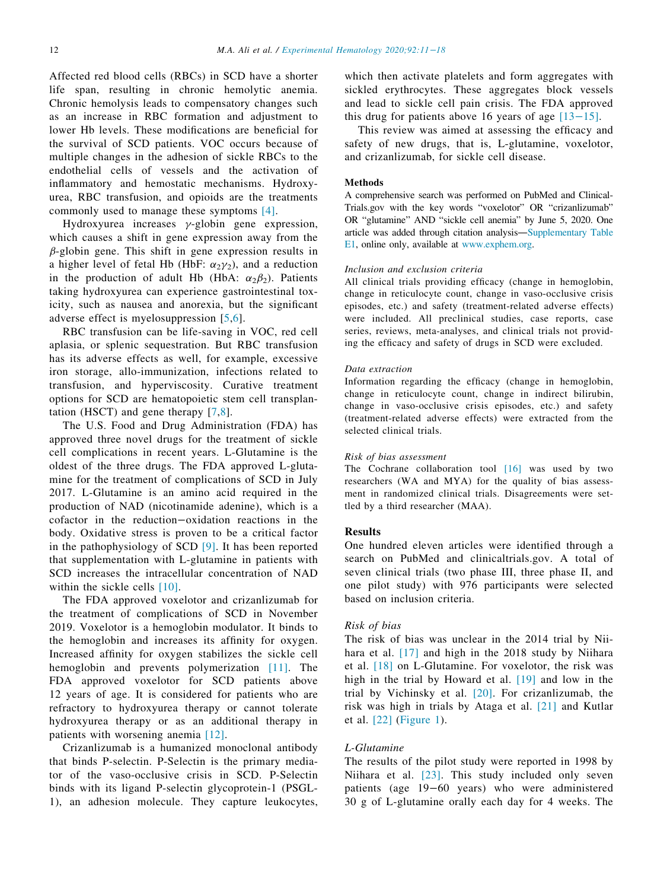Affected red blood cells (RBCs) in SCD have a shorter life span, resulting in chronic hemolytic anemia. Chronic hemolysis leads to compensatory changes such as an increase in RBC formation and adjustment to lower Hb levels. These modifications are beneficial for the survival of SCD patients. VOC occurs because of multiple changes in the adhesion of sickle RBCs to the endothelial cells of vessels and the activation of inflammatory and hemostatic mechanisms. Hydroxyurea, RBC transfusion, and opioids are the treatments commonly used to manage these symptoms [4].

Hydroxyurea increases $\gamma$-globin gene expression, which causes a shift in gene expression away from the $\beta$-globin gene. This shift in gene expression results in a higher level of fetal Hb (HbF: $\alpha_2\gamma_2$), and a reduction in the production of adult Hb (HbA: $\alpha_2\beta_2$). Patients taking hydroxyurea can experience gastrointestinal toxicity, such as nausea and anorexia, but the significant adverse effect is myelosuppression [5,6].

RBC transfusion can be life-saving in VOC, red cell aplasia, or splenic sequestration. But RBC transfusion has its adverse effects as well, for example, excessive iron storage, allo-immunization, infections related to transfusion, and hyperviscosity. Curative treatment options for SCD are hematopoietic stem cell transplantation (HSCT) and gene therapy [7,8].

The U.S. Food and Drug Administration (FDA) has approved three novel drugs for the treatment of sickle cell complications in recent years. L-Glutamine is the oldest of the three drugs. The FDA approved L-glutamine for the treatment of complications of SCD in July 2017. L-Glutamine is an amino acid required in the production of NAD (nicotinamide adenine), which is a cofactor in the reduction−oxidation reactions in the body. Oxidative stress is proven to be a critical factor in the pathophysiology of SCD [9]. It has been reported that supplementation with L-glutamine in patients with SCD increases the intracellular concentration of NAD within the sickle cells [10].

The FDA approved voxelotor and crizanlizumab for the treatment of complications of SCD in November 2019. Voxelotor is a hemoglobin modulator. It binds to the hemoglobin and increases its affinity for oxygen. Increased affinity for oxygen stabilizes the sickle cell hemoglobin and prevents polymerization [11]. The FDA approved voxelotor for SCD patients above 12 years of age. It is considered for patients who are refractory to hydroxyurea therapy or cannot tolerate hydroxyurea therapy or as an additional therapy in patients with worsening anemia [12].

Crizanlizumab is a humanized monoclonal antibody that binds P-selectin. P-Selectin is the primary mediator of the vaso-occlusive crisis in SCD. P-Selectin binds with its ligand P-selectin glycoprotein-1 (PSGL-1), an adhesion molecule. They capture leukocytes, which then activate platelets and form aggregates with sickled erythrocytes. These aggregates block vessels and lead to sickle cell pain crisis. The FDA approved this drug for patients above 16 years of age [13−15].

This review was aimed at assessing the efficacy and safety of new drugs, that is, L-glutamine, voxelotor, and crizanlizumab, for sickle cell disease.

## Methods

A comprehensive search was performed on PubMed and ClinicalTrials.gov with the key words "voxelotor" OR "crizanlizumab" OR "glutamine" AND "sickle cell anemia" by June 5, 2020. One article was added through citation analysis—Supplementary Table E1, online only, available at www.exphem.org.

### *Inclusion and exclusion criteria*

All clinical trials providing efficacy (change in hemoglobin, change in reticulocyte count, change in vaso-occlusive crisis episodes, etc.) and safety (treatment-related adverse effects) were included. All preclinical studies, case reports, case series, reviews, meta-analyses, and clinical trials not providing the efficacy and safety of drugs in SCD were excluded.

### *Data extraction*

Information regarding the efficacy (change in hemoglobin, change in reticulocyte count, change in indirect bilirubin, change in vaso-occlusive crisis episodes, etc.) and safety (treatment-related adverse effects) were extracted from the selected clinical trials.

### *Risk of bias assessment*

The Cochrane collaboration tool [16] was used by two researchers (WA and MYA) for the quality of bias assessment in randomized clinical trials. Disagreements were settled by a third researcher (MAA).

## Results

One hundred eleven articles were identified through a search on PubMed and clinicaltrials.gov. A total of seven clinical trials (two phase III, three phase II, and one pilot study) with 976 participants were selected based on inclusion criteria.

### *Risk of bias*

The risk of bias was unclear in the 2014 trial by Niihara et al. [17] and high in the 2018 study by Niihara et al. [18] on L-Glutamine. For voxelotor, the risk was high in the trial by Howard et al. [19] and low in the trial by Vichinsky et al. [20]. For crizanlizumab, the risk was high in trials by Ataga et al. [21] and Kutlar et al. [22] (Figure 1).

### *L-Glutamine*

The results of the pilot study were reported in 1998 by Niihara et al. [23]. This study included only seven patients (age 19−60 years) who were administered 30 g of L-glutamine orally each day for 4 weeks. The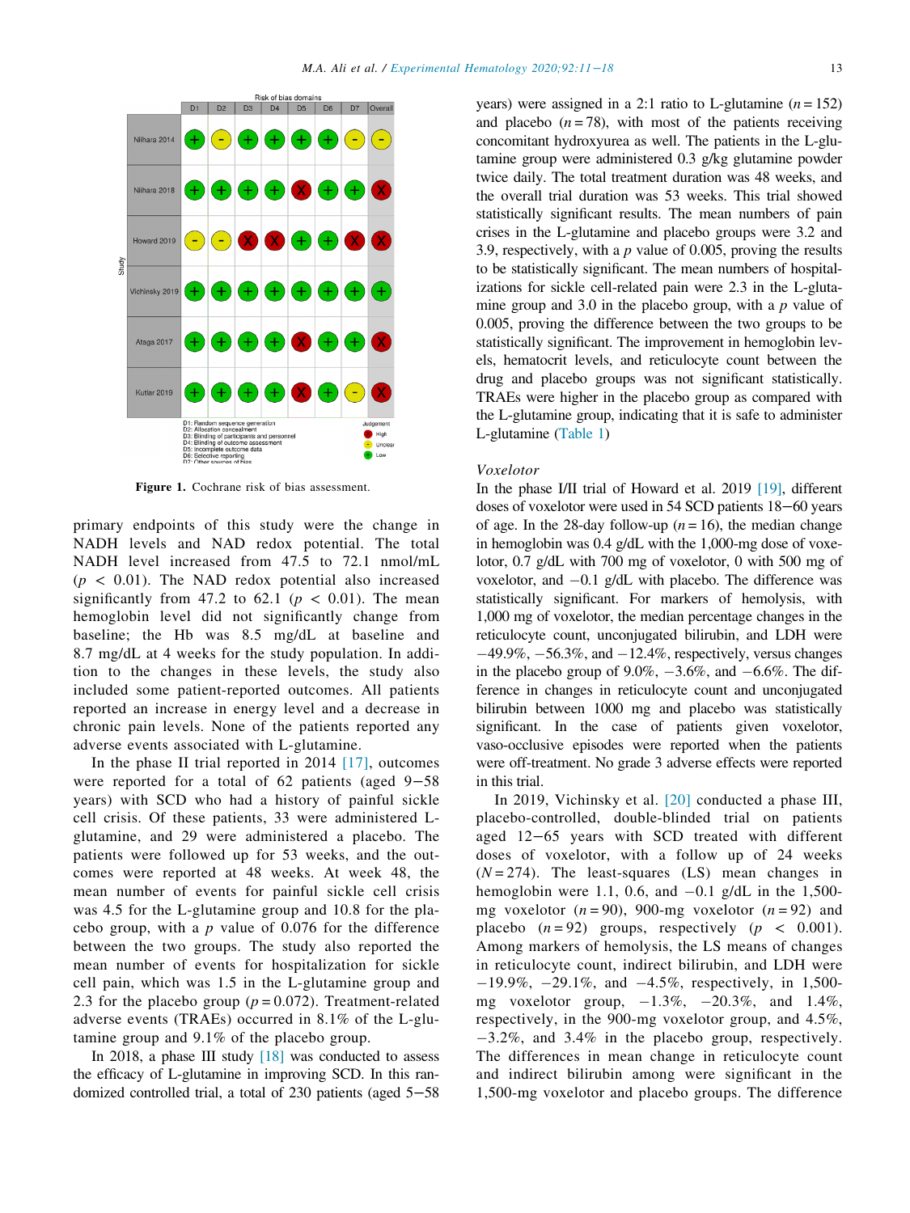| Study | D1 | D2 | D3 | D4 | D5 | D6 | D7 | Overall |
|---|---|---|---|---|---|---|---|---|
| Nilhara 2014 | + | - | + | + | + | + | - | - |
| Niihara 2018 | + | + | + | + | X | + | + | X |
| Howard 2019 | - | - | X | X | + | + | X | X |
| Vichinsky 2019 | + | + | + | + | + | + | + | + |
| Ataga 2017 | + | + | + | + | X | + | + | X |
| Kutlar 2019 | + | + | + | + | X | + | - | X |

D1: Random sequence generation
D2: Allocation concealment
D3: Blinding of participants and personnel
D4: Blinding of outcome assessment
D5: Incomplete outcome data
D6: Selective reporting
D7: Other sources of bias

Judgement: X High; - Unclear; + Low

**Figure 1.** Cochrane risk of bias assessment.

primary endpoints of this study were the change in NADH levels and NAD redox potential. The total NADH level increased from 47.5 to 72.1 nmol/mL ($p < 0.01$). The NAD redox potential also increased significantly from 47.2 to 62.1 ($p < 0.01$). The mean hemoglobin level did not significantly change from baseline; the Hb was 8.5 mg/dL at baseline and 8.7 mg/dL at 4 weeks for the study population. In addition to the changes in these levels, the study also included some patient-reported outcomes. All patients reported an increase in energy level and a decrease in chronic pain levels. None of the patients reported any adverse events associated with L-glutamine.

In the phase II trial reported in 2014 [17], outcomes were reported for a total of 62 patients (aged 9−58 years) with SCD who had a history of painful sickle cell crisis. Of these patients, 33 were administered L-glutamine, and 29 were administered a placebo. The patients were followed up for 53 weeks, and the outcomes were reported at 48 weeks. At week 48, the mean number of events for painful sickle cell crisis was 4.5 for the L-glutamine group and 10.8 for the placebo group, with a $p$ value of 0.076 for the difference between the two groups. The study also reported the mean number of events for hospitalization for sickle cell pain, which was 1.5 in the L-glutamine group and 2.3 for the placebo group ($p = 0.072$). Treatment-related adverse events (TRAEs) occurred in 8.1% of the L-glutamine group and 9.1% of the placebo group.

In 2018, a phase III study [18] was conducted to assess the efficacy of L-glutamine in improving SCD. In this randomized controlled trial, a total of 230 patients (aged 5−58 years) were assigned in a 2:1 ratio to L-glutamine ($n = 152$) and placebo ($n = 78$), with most of the patients receiving concomitant hydroxyurea as well. The patients in the L-glutamine group were administered 0.3 g/kg glutamine powder twice daily. The total treatment duration was 48 weeks, and the overall trial duration was 53 weeks. This trial showed statistically significant results. The mean numbers of pain crises in the L-glutamine and placebo groups were 3.2 and 3.9, respectively, with a $p$ value of 0.005, proving the results to be statistically significant. The mean numbers of hospitalizations for sickle cell-related pain were 2.3 in the L-glutamine group and 3.0 in the placebo group, with a $p$ value of 0.005, proving the difference between the two groups to be statistically significant. The improvement in hemoglobin levels, hematocrit levels, and reticulocyte count between the drug and placebo groups was not significant statistically. TRAEs were higher in the placebo group as compared with the L-glutamine group, indicating that it is safe to administer L-glutamine (Table 1)

### *Voxelotor*

In the phase I/II trial of Howard et al. 2019 [19], different doses of voxelotor were used in 54 SCD patients 18−60 years of age. In the 28-day follow-up ($n = 16$), the median change in hemoglobin was 0.4 g/dL with the 1,000-mg dose of voxelotor, 0.7 g/dL with 700 mg of voxelotor, 0 with 500 mg of voxelotor, and −0.1 g/dL with placebo. The difference was statistically significant. For markers of hemolysis, with 1,000 mg of voxelotor, the median percentage changes in the reticulocyte count, unconjugated bilirubin, and LDH were −49.9%, −56.3%, and −12.4%, respectively, versus changes in the placebo group of 9.0%, −3.6%, and −6.6%. The difference in changes in reticulocyte count and unconjugated bilirubin between 1000 mg and placebo was statistically significant. In the case of patients given voxelotor, vaso-occlusive episodes were reported when the patients were off-treatment. No grade 3 adverse effects were reported in this trial.

In 2019, Vichinsky et al. [20] conducted a phase III, placebo-controlled, double-blinded trial on patients aged 12−65 years with SCD treated with different doses of voxelotor, with a follow up of 24 weeks ($N = 274$). The least-squares (LS) mean changes in hemoglobin were 1.1, 0.6, and −0.1 g/dL in the 1,500-mg voxelotor ($n = 90$), 900-mg voxelotor ($n = 92$) and placebo ($n = 92$) groups, respectively ($p < 0.001$). Among markers of hemolysis, the LS means of changes in reticulocyte count, indirect bilirubin, and LDH were −19.9%, −29.1%, and −4.5%, respectively, in 1,500-mg voxelotor group, −1.3%, −20.3%, and 1.4%, respectively, in the 900-mg voxelotor group, and 4.5%, −3.2%, and 3.4% in the placebo group, respectively. The differences in mean change in reticulocyte count and indirect bilirubin among were significant in the 1,500-mg voxelotor and placebo groups. The difference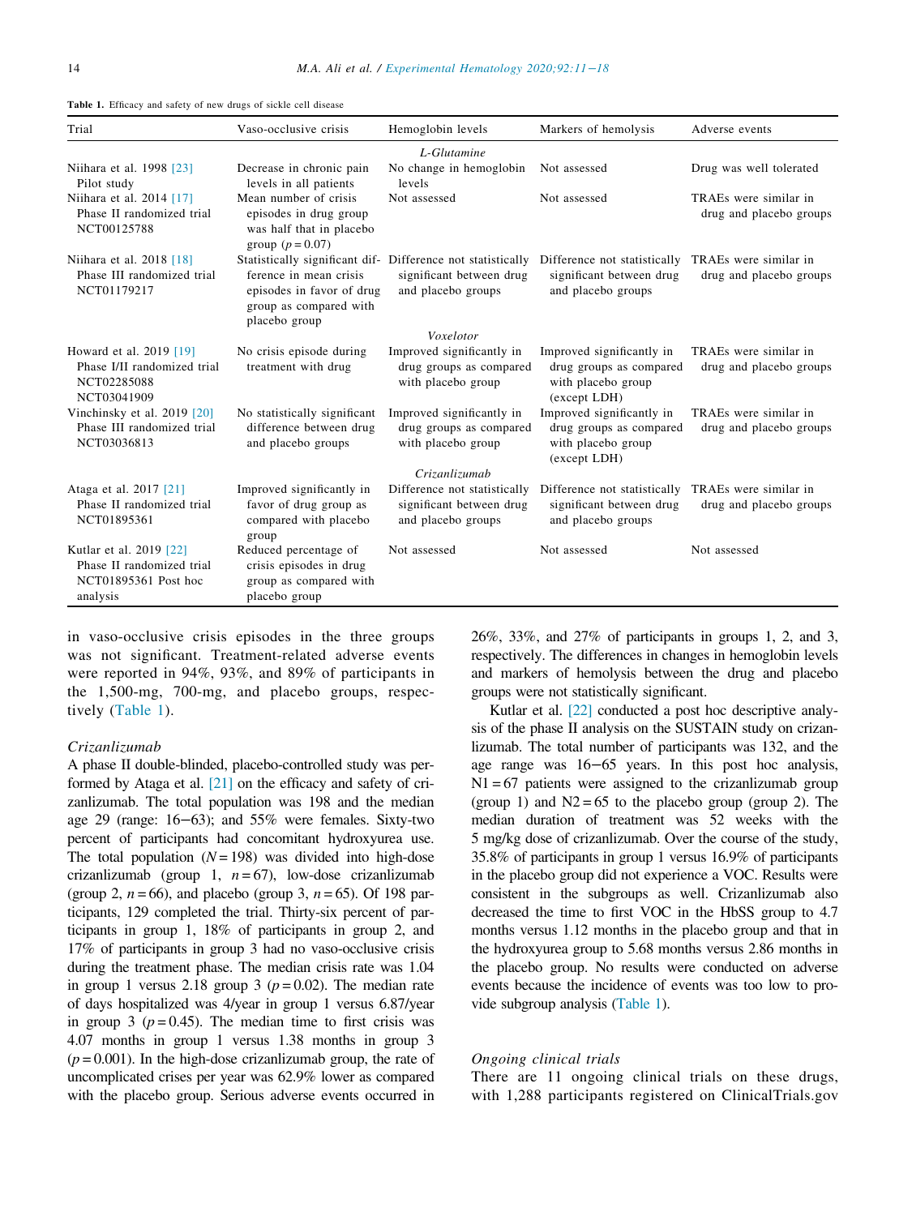**Table 1.** Efficacy and safety of new drugs of sickle cell disease

| Trial | Vaso-occlusive crisis | Hemoglobin levels | Markers of hemolysis | Adverse events |
|---|---|---|---|---|
| | | *L-Glutamine* | | |
| Niihara et al. 1998 [23] Pilot study | Decrease in chronic pain levels in all patients | No change in hemoglobin levels | Not assessed | Drug was well tolerated |
| Niihara et al. 2014 [17] Phase II randomized trial NCT00125788 | Mean number of crisis episodes in drug group was half that in placebo group ($p = 0.07$) | Not assessed | Not assessed | TRAEs were similar in drug and placebo groups |
| Niihara et al. 2018 [18] Phase III randomized trial NCT01179217 | Statistically significant difference in mean crisis episodes in favor of drug group as compared with placebo group | Difference not statistically significant between drug and placebo groups | Difference not statistically significant between drug and placebo groups | TRAEs were similar in drug and placebo groups |
| | | *Voxelotor* | | |
| Howard et al. 2019 [19] Phase I/II randomized trial NCT02285088 NCT03041909 | No crisis episode during treatment with drug | Improved significantly in drug groups as compared with placebo group | Improved significantly in drug groups as compared with placebo group (except LDH) | TRAEs were similar in drug and placebo groups |
| Vinchinsky et al. 2019 [20] Phase III randomized trial NCT03036813 | No statistically significant difference between drug and placebo groups | Improved significantly in drug groups as compared with placebo group | Improved significantly in drug groups as compared with placebo group (except LDH) | TRAEs were similar in drug and placebo groups |
| | | *Crizanlizumab* | | |
| Ataga et al. 2017 [21] Phase II randomized trial NCT01895361 | Improved significantly in favor of drug group as compared with placebo group | Difference not statistically significant between drug and placebo groups | Difference not statistically significant between drug and placebo groups | TRAEs were similar in drug and placebo groups |
| Kutlar et al. 2019 [22] Phase II randomized trial NCT01895361 Post hoc analysis | Reduced percentage of crisis episodes in drug group as compared with placebo group | Not assessed | Not assessed | Not assessed |

in vaso-occlusive crisis episodes in the three groups was not significant. Treatment-related adverse events were reported in 94%, 93%, and 89% of participants in the 1,500-mg, 700-mg, and placebo groups, respectively (Table 1).

*Crizanlizumab*

A phase II double-blinded, placebo-controlled study was performed by Ataga et al. [21] on the efficacy and safety of crizanlizumab. The total population was 198 and the median age 29 (range: 16−63); and 55% were females. Sixty-two percent of participants had concomitant hydroxyurea use. The total population ($N = 198$) was divided into high-dose crizanlizumab (group 1, $n = 67$), low-dose crizanlizumab (group 2, $n = 66$), and placebo (group 3, $n = 65$). Of 198 participants, 129 completed the trial. Thirty-six percent of participants in group 1, 18% of participants in group 2, and 17% of participants in group 3 had no vaso-occlusive crisis during the treatment phase. The median crisis rate was 1.04 in group 1 versus 2.18 group 3 ($p = 0.02$). The median rate of days hospitalized was 4/year in group 1 versus 6.87/year in group 3 ($p = 0.45$). The median time to first crisis was 4.07 months in group 1 versus 1.38 months in group 3 ($p = 0.001$). In the high-dose crizanlizumab group, the rate of uncomplicated crises per year was 62.9% lower as compared with the placebo group. Serious adverse events occurred in 26%, 33%, and 27% of participants in groups 1, 2, and 3, respectively. The differences in changes in hemoglobin levels and markers of hemolysis between the drug and placebo groups were not statistically significant.

Kutlar et al. [22] conducted a post hoc descriptive analysis of the phase II analysis on the SUSTAIN study on crizanlizumab. The total number of participants was 132, and the age range was 16−65 years. In this post hoc analysis, $N1 = 67$ patients were assigned to the crizanlizumab group (group 1) and $N2 = 65$ to the placebo group (group 2). The median duration of treatment was 52 weeks with the 5 mg/kg dose of crizanlizumab. Over the course of the study, 35.8% of participants in group 1 versus 16.9% of participants in the placebo group did not experience a VOC. Results were consistent in the subgroups as well. Crizanlizumab also decreased the time to first VOC in the HbSS group to 4.7 months versus 1.12 months in the placebo group and that in the hydroxyurea group to 5.68 months versus 2.86 months in the placebo group. No results were conducted on adverse events because the incidence of events was too low to provide subgroup analysis (Table 1).

*Ongoing clinical trials*

There are 11 ongoing clinical trials on these drugs, with 1,288 participants registered on ClinicalTrials.gov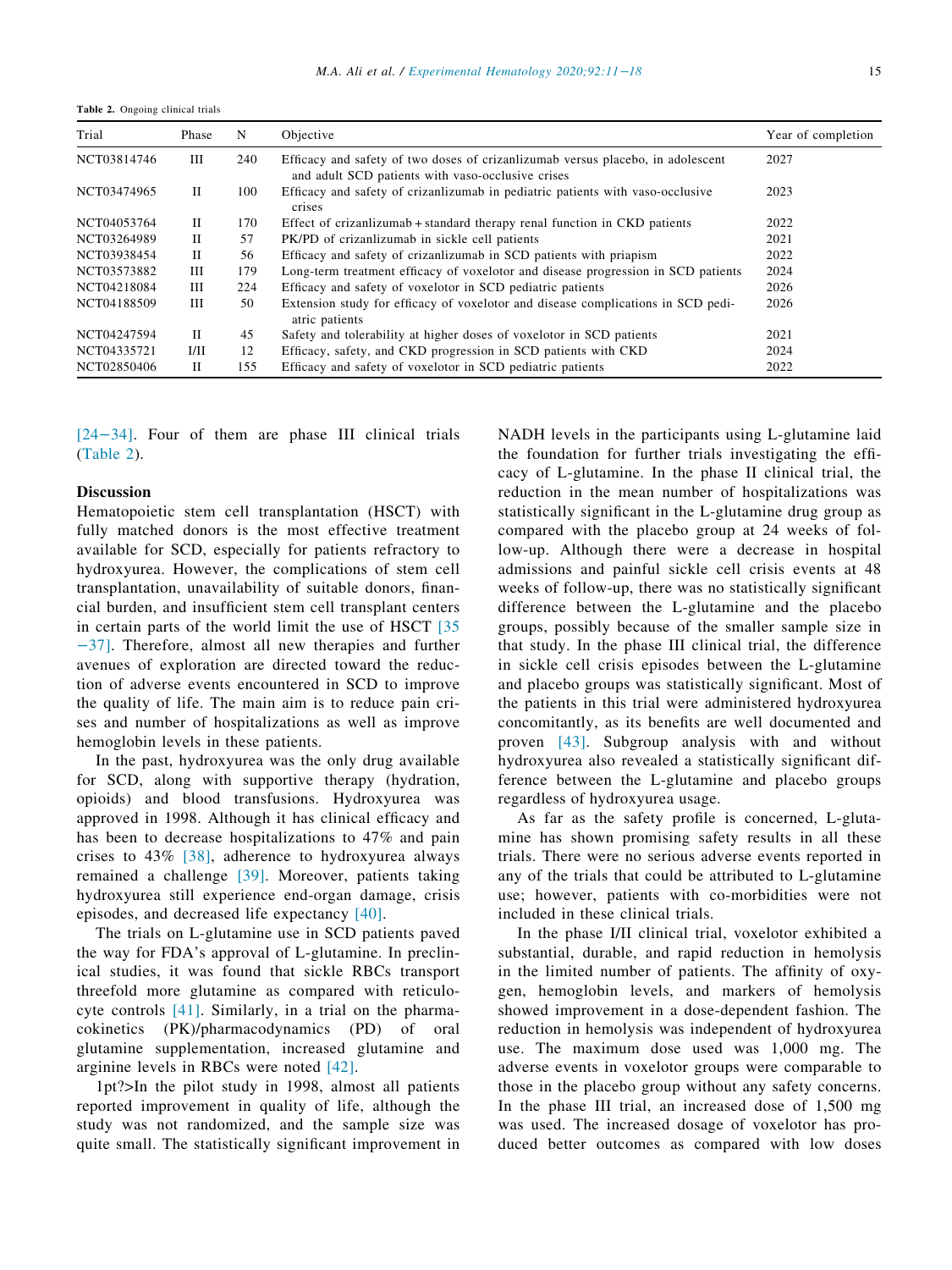**Table 2.** Ongoing clinical trials

| Trial | Phase | N | Objective | Year of completion |
|---|---|---|---|---|
| NCT03814746 | III | 240 | Efficacy and safety of two doses of crizanlizumab versus placebo, in adolescent and adult SCD patients with vaso-occlusive crises | 2027 |
| NCT03474965 | II | 100 | Efficacy and safety of crizanlizumab in pediatric patients with vaso-occlusive crises | 2023 |
| NCT04053764 | II | 170 | Effect of crizanlizumab + standard therapy renal function in CKD patients | 2022 |
| NCT03264989 | II | 57 | PK/PD of crizanlizumab in sickle cell patients | 2021 |
| NCT03938454 | II | 56 | Efficacy and safety of crizanlizumab in SCD patients with priapism | 2022 |
| NCT03573882 | III | 179 | Long-term treatment efficacy of voxelotor and disease progression in SCD patients | 2024 |
| NCT04218084 | III | 224 | Efficacy and safety of voxelotor in SCD pediatric patients | 2026 |
| NCT04188509 | III | 50 | Extension study for efficacy of voxelotor and disease complications in SCD pediatric patients | 2026 |
| NCT04247594 | II | 45 | Safety and tolerability at higher doses of voxelotor in SCD patients | 2021 |
| NCT04335721 | I/II | 12 | Efficacy, safety, and CKD progression in SCD patients with CKD | 2024 |
| NCT02850406 | II | 155 | Efficacy and safety of voxelotor in SCD pediatric patients | 2022 |

[24−34]. Four of them are phase III clinical trials (Table 2).

## Discussion

Hematopoietic stem cell transplantation (HSCT) with fully matched donors is the most effective treatment available for SCD, especially for patients refractory to hydroxyurea. However, the complications of stem cell transplantation, unavailability of suitable donors, financial burden, and insufficient stem cell transplant centers in certain parts of the world limit the use of HSCT [35−37]. Therefore, almost all new therapies and further avenues of exploration are directed toward the reduction of adverse events encountered in SCD to improve the quality of life. The main aim is to reduce pain crises and number of hospitalizations as well as improve hemoglobin levels in these patients.

In the past, hydroxyurea was the only drug available for SCD, along with supportive therapy (hydration, opioids) and blood transfusions. Hydroxyurea was approved in 1998. Although it has clinical efficacy and has been to decrease hospitalizations to 47% and pain crises to 43% [38], adherence to hydroxyurea always remained a challenge [39]. Moreover, patients taking hydroxyurea still experience end-organ damage, crisis episodes, and decreased life expectancy [40].

The trials on L-glutamine use in SCD patients paved the way for FDA's approval of L-glutamine. In preclinical studies, it was found that sickle RBCs transport threefold more glutamine as compared with reticulocyte controls [41]. Similarly, in a trial on the pharmacokinetics (PK)/pharmacodynamics (PD) of oral glutamine supplementation, increased glutamine and arginine levels in RBCs were noted [42].

1pt?>In the pilot study in 1998, almost all patients reported improvement in quality of life, although the study was not randomized, and the sample size was quite small. The statistically significant improvement in NADH levels in the participants using L-glutamine laid the foundation for further trials investigating the efficacy of L-glutamine. In the phase II clinical trial, the reduction in the mean number of hospitalizations was statistically significant in the L-glutamine drug group as compared with the placebo group at 24 weeks of follow-up. Although there were a decrease in hospital admissions and painful sickle cell crisis events at 48 weeks of follow-up, there was no statistically significant difference between the L-glutamine and the placebo groups, possibly because of the smaller sample size in that study. In the phase III clinical trial, the difference in sickle cell crisis episodes between the L-glutamine and placebo groups was statistically significant. Most of the patients in this trial were administered hydroxyurea concomitantly, as its benefits are well documented and proven [43]. Subgroup analysis with and without hydroxyurea also revealed a statistically significant difference between the L-glutamine and placebo groups regardless of hydroxyurea usage.

As far as the safety profile is concerned, L-glutamine has shown promising safety results in all these trials. There were no serious adverse events reported in any of the trials that could be attributed to L-glutamine use; however, patients with co-morbidities were not included in these clinical trials.

In the phase I/II clinical trial, voxelotor exhibited a substantial, durable, and rapid reduction in hemolysis in the limited number of patients. The affinity of oxygen, hemoglobin levels, and markers of hemolysis showed improvement in a dose-dependent fashion. The reduction in hemolysis was independent of hydroxyurea use. The maximum dose used was 1,000 mg. The adverse events in voxelotor groups were comparable to those in the placebo group without any safety concerns. In the phase III trial, an increased dose of 1,500 mg was used. The increased dosage of voxelotor has produced better outcomes as compared with low doses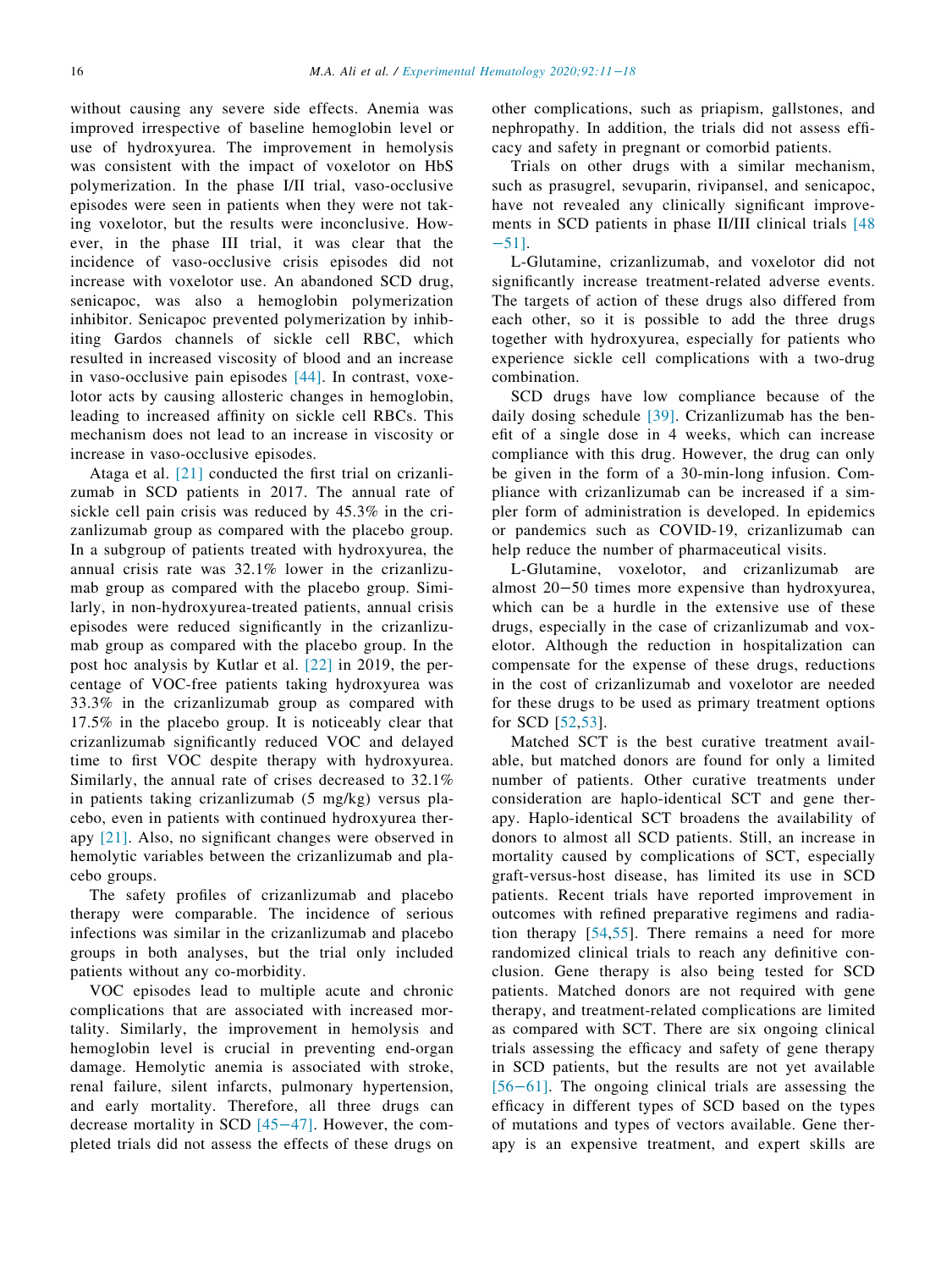without causing any severe side effects. Anemia was improved irrespective of baseline hemoglobin level or use of hydroxyurea. The improvement in hemolysis was consistent with the impact of voxelotor on HbS polymerization. In the phase I/II trial, vaso-occlusive episodes were seen in patients when they were not taking voxelotor, but the results were inconclusive. However, in the phase III trial, it was clear that the incidence of vaso-occlusive crisis episodes did not increase with voxelotor use. An abandoned SCD drug, senicapoc, was also a hemoglobin polymerization inhibitor. Senicapoc prevented polymerization by inhibiting Gardos channels of sickle cell RBC, which resulted in increased viscosity of blood and an increase in vaso-occlusive pain episodes [44]. In contrast, voxelotor acts by causing allosteric changes in hemoglobin, leading to increased affinity on sickle cell RBCs. This mechanism does not lead to an increase in viscosity or increase in vaso-occlusive episodes.

Ataga et al. [21] conducted the first trial on crizanlizumab in SCD patients in 2017. The annual rate of sickle cell pain crisis was reduced by 45.3% in the crizanlizumab group as compared with the placebo group. In a subgroup of patients treated with hydroxyurea, the annual crisis rate was 32.1% lower in the crizanlizumab group as compared with the placebo group. Similarly, in non-hydroxyurea-treated patients, annual crisis episodes were reduced significantly in the crizanlizumab group as compared with the placebo group. In the post hoc analysis by Kutlar et al. [22] in 2019, the percentage of VOC-free patients taking hydroxyurea was 33.3% in the crizanlizumab group as compared with 17.5% in the placebo group. It is noticeably clear that crizanlizumab significantly reduced VOC and delayed time to first VOC despite therapy with hydroxyurea. Similarly, the annual rate of crises decreased to 32.1% in patients taking crizanlizumab (5 mg/kg) versus placebo, even in patients with continued hydroxyurea therapy [21]. Also, no significant changes were observed in hemolytic variables between the crizanlizumab and placebo groups.

The safety profiles of crizanlizumab and placebo therapy were comparable. The incidence of serious infections was similar in the crizanlizumab and placebo groups in both analyses, but the trial only included patients without any co-morbidity.

VOC episodes lead to multiple acute and chronic complications that are associated with increased mortality. Similarly, the improvement in hemolysis and hemoglobin level is crucial in preventing end-organ damage. Hemolytic anemia is associated with stroke, renal failure, silent infarcts, pulmonary hypertension, and early mortality. Therefore, all three drugs can decrease mortality in SCD [45−47]. However, the completed trials did not assess the effects of these drugs on other complications, such as priapism, gallstones, and nephropathy. In addition, the trials did not assess efficacy and safety in pregnant or comorbid patients.

Trials on other drugs with a similar mechanism, such as prasugrel, sevuparin, rivipansel, and senicapoc, have not revealed any clinically significant improvements in SCD patients in phase II/III clinical trials [48−51].

L-Glutamine, crizanlizumab, and voxelotor did not significantly increase treatment-related adverse events. The targets of action of these drugs also differed from each other, so it is possible to add the three drugs together with hydroxyurea, especially for patients who experience sickle cell complications with a two-drug combination.

SCD drugs have low compliance because of the daily dosing schedule [39]. Crizanlizumab has the benefit of a single dose in 4 weeks, which can increase compliance with this drug. However, the drug can only be given in the form of a 30-min-long infusion. Compliance with crizanlizumab can be increased if a simpler form of administration is developed. In epidemics or pandemics such as COVID-19, crizanlizumab can help reduce the number of pharmaceutical visits.

L-Glutamine, voxelotor, and crizanlizumab are almost 20−50 times more expensive than hydroxyurea, which can be a hurdle in the extensive use of these drugs, especially in the case of crizanlizumab and voxelotor. Although the reduction in hospitalization can compensate for the expense of these drugs, reductions in the cost of crizanlizumab and voxelotor are needed for these drugs to be used as primary treatment options for SCD [52,53].

Matched SCT is the best curative treatment available, but matched donors are found for only a limited number of patients. Other curative treatments under consideration are haplo-identical SCT and gene therapy. Haplo-identical SCT broadens the availability of donors to almost all SCD patients. Still, an increase in mortality caused by complications of SCT, especially graft-versus-host disease, has limited its use in SCD patients. Recent trials have reported improvement in outcomes with refined preparative regimens and radiation therapy [54,55]. There remains a need for more randomized clinical trials to reach any definitive conclusion. Gene therapy is also being tested for SCD patients. Matched donors are not required with gene therapy, and treatment-related complications are limited as compared with SCT. There are six ongoing clinical trials assessing the efficacy and safety of gene therapy in SCD patients, but the results are not yet available [56−61]. The ongoing clinical trials are assessing the efficacy in different types of SCD based on the types of mutations and types of vectors available. Gene therapy is an expensive treatment, and expert skills are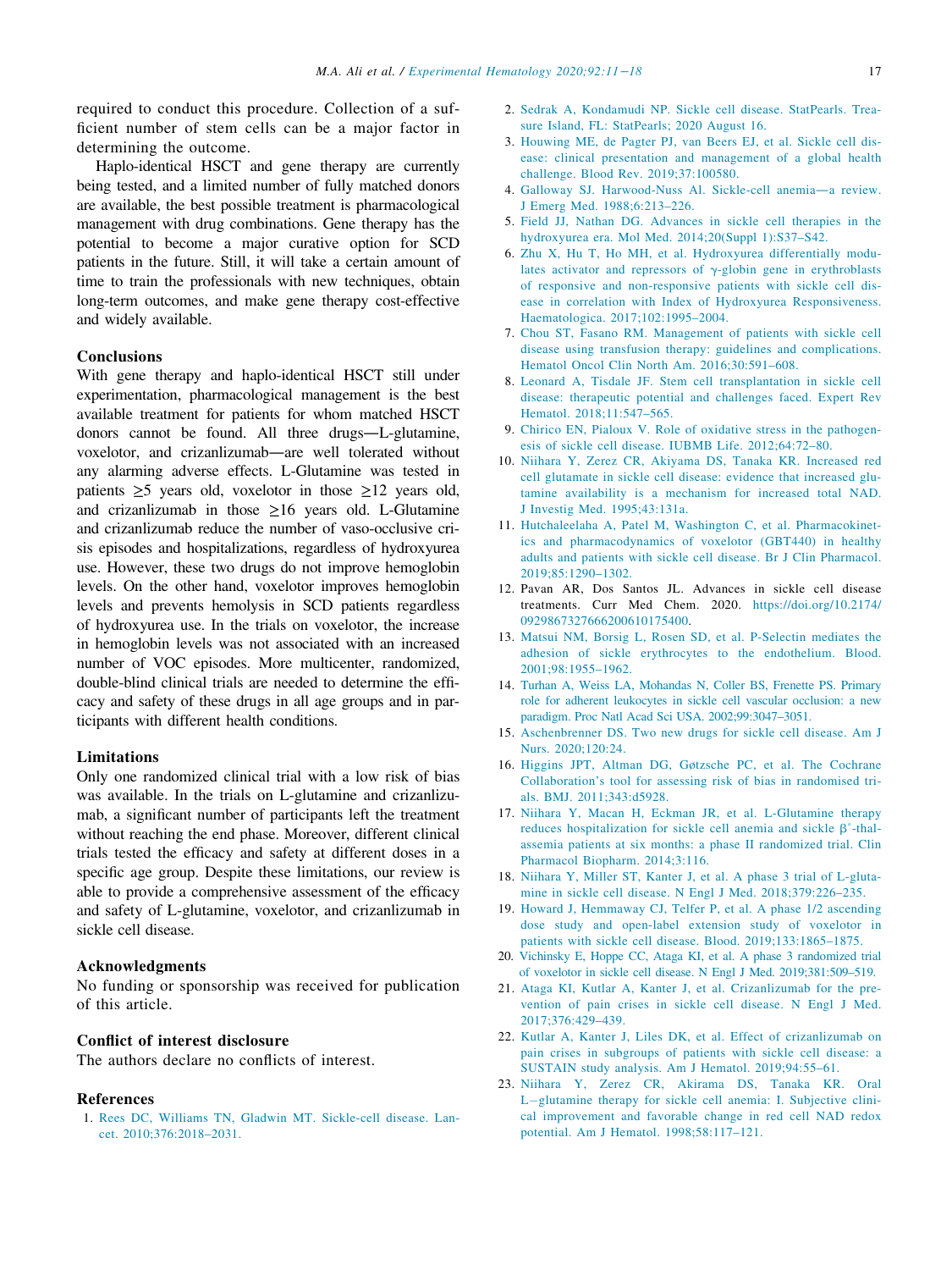required to conduct this procedure. Collection of a sufficient number of stem cells can be a major factor in determining the outcome.

Haplo-identical HSCT and gene therapy are currently being tested, and a limited number of fully matched donors are available, the best possible treatment is pharmacological management with drug combinations. Gene therapy has the potential to become a major curative option for SCD patients in the future. Still, it will take a certain amount of time to train the professionals with new techniques, obtain long-term outcomes, and make gene therapy cost-effective and widely available.

## Conclusions

With gene therapy and haplo-identical HSCT still under experimentation, pharmacological management is the best available treatment for patients for whom matched HSCT donors cannot be found. All three drugs—L-glutamine, voxelotor, and crizanlizumab—are well tolerated without any alarming adverse effects. L-Glutamine was tested in patients ≥5 years old, voxelotor in those ≥12 years old, and crizanlizumab in those ≥16 years old. L-Glutamine and crizanlizumab reduce the number of vaso-occlusive crisis episodes and hospitalizations, regardless of hydroxyurea use. However, these two drugs do not improve hemoglobin levels. On the other hand, voxelotor improves hemoglobin levels and prevents hemolysis in SCD patients regardless of hydroxyurea use. In the trials on voxelotor, the increase in hemoglobin levels was not associated with an increased number of VOC episodes. More multicenter, randomized, double-blind clinical trials are needed to determine the efficacy and safety of these drugs in all age groups and in participants with different health conditions.

## Limitations

Only one randomized clinical trial with a low risk of bias was available. In the trials on L-glutamine and crizanlizumab, a significant number of participants left the treatment without reaching the end phase. Moreover, different clinical trials tested the efficacy and safety at different doses in a specific age group. Despite these limitations, our review is able to provide a comprehensive assessment of the efficacy and safety of L-glutamine, voxelotor, and crizanlizumab in sickle cell disease.

## Acknowledgments

No funding or sponsorship was received for publication of this article.

## Conflict of interest disclosure

The authors declare no conflicts of interest.

## References

1. Rees DC, Williams TN, Gladwin MT. Sickle-cell disease. Lancet. 2010;376:2018–2031.
2. Sedrak A, Kondamudi NP. Sickle cell disease. StatPearls. Treasure Island, FL: StatPearls; 2020 August 16.
3. Houwing ME, de Pagter PJ, van Beers EJ, et al. Sickle cell disease: clinical presentation and management of a global health challenge. Blood Rev. 2019;37:100580.
4. Galloway SJ. Harwood-Nuss Al. Sickle-cell anemia—a review. J Emerg Med. 1988;6:213–226.
5. Field JJ, Nathan DG. Advances in sickle cell therapies in the hydroxyurea era. Mol Med. 2014;20(Suppl 1):S37–S42.
6. Zhu X, Hu T, Ho MH, et al. Hydroxyurea differentially modulates activator and repressors of γ-globin gene in erythroblasts of responsive and non-responsive patients with sickle cell disease in correlation with Index of Hydroxyurea Responsiveness. Haematologica. 2017;102:1995–2004.
7. Chou ST, Fasano RM. Management of patients with sickle cell disease using transfusion therapy: guidelines and complications. Hematol Oncol Clin North Am. 2016;30:591–608.
8. Leonard A, Tisdale JF. Stem cell transplantation in sickle cell disease: therapeutic potential and challenges faced. Expert Rev Hematol. 2018;11:547–565.
9. Chirico EN, Pialoux V. Role of oxidative stress in the pathogenesis of sickle cell disease. IUBMB Life. 2012;64:72–80.
10. Niihara Y, Zerez CR, Akiyama DS, Tanaka KR. Increased red cell glutamate in sickle cell disease: evidence that increased glutamine availability is a mechanism for increased total NAD. J Investig Med. 1995;43:131a.
11. Hutchaleelaha A, Patel M, Washington C, et al. Pharmacokinetics and pharmacodynamics of voxelotor (GBT440) in healthy adults and patients with sickle cell disease. Br J Clin Pharmacol. 2019;85:1290–1302.
12. Pavan AR, Dos Santos JL. Advances in sickle cell disease treatments. Curr Med Chem. 2020. https://doi.org/10.2174/0929867327666200610175400.
13. Matsui NM, Borsig L, Rosen SD, et al. P-Selectin mediates the adhesion of sickle erythrocytes to the endothelium. Blood. 2001;98:1955–1962.
14. Turhan A, Weiss LA, Mohandas N, Coller BS, Frenette PS. Primary role for adherent leukocytes in sickle cell vascular occlusion: a new paradigm. Proc Natl Acad Sci USA. 2002;99:3047–3051.
15. Aschenbrenner DS. Two new drugs for sickle cell disease. Am J Nurs. 2020;120:24.
16. Higgins JPT, Altman DG, Gøtzsche PC, et al. The Cochrane Collaboration's tool for assessing risk of bias in randomised trials. BMJ. 2011;343:d5928.
17. Niihara Y, Macan H, Eckman JR, et al. L-Glutamine therapy reduces hospitalization for sickle cell anemia and sickle β°-thalassemia patients at six months: a phase II randomized trial. Clin Pharmacol Biopharm. 2014;3:116.
18. Niihara Y, Miller ST, Kanter J, et al. A phase 3 trial of L-glutamine in sickle cell disease. N Engl J Med. 2018;379:226–235.
19. Howard J, Hemmaway CJ, Telfer P, et al. A phase 1/2 ascending dose study and open-label extension study of voxelotor in patients with sickle cell disease. Blood. 2019;133:1865–1875.
20. Vichinsky E, Hoppe CC, Ataga KI, et al. A phase 3 randomized trial of voxelotor in sickle cell disease. N Engl J Med. 2019;381:509–519.
21. Ataga KI, Kutlar A, Kanter J, et al. Crizanlizumab for the prevention of pain crises in sickle cell disease. N Engl J Med. 2017;376:429–439.
22. Kutlar A, Kanter J, Liles DK, et al. Effect of crizanlizumab on pain crises in subgroups of patients with sickle cell disease: a SUSTAIN study analysis. Am J Hematol. 2019;94:55–61.
23. Niihara Y, Zerez CR, Akirama DS, Tanaka KR. Oral L−glutamine therapy for sickle cell anemia: I. Subjective clinical improvement and favorable change in red cell NAD redox potential. Am J Hematol. 1998;58:117–121.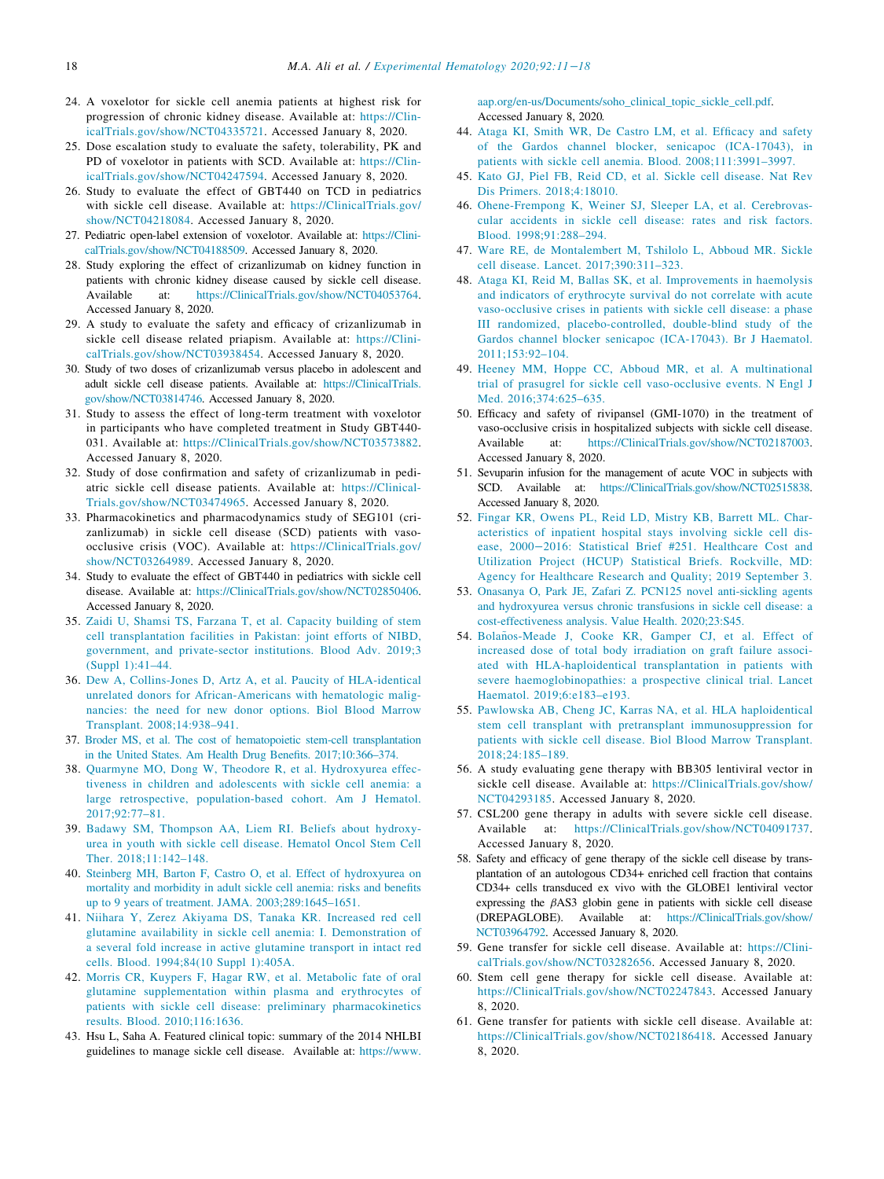24. A voxelotor for sickle cell anemia patients at highest risk for progression of chronic kidney disease. Available at: https://ClinicalTrials.gov/show/NCT04335721. Accessed January 8, 2020.
25. Dose escalation study to evaluate the safety, tolerability, PK and PD of voxelotor in patients with SCD. Available at: https://ClinicalTrials.gov/show/NCT04247594. Accessed January 8, 2020.
26. Study to evaluate the effect of GBT440 on TCD in pediatrics with sickle cell disease. Available at: https://ClinicalTrials.gov/show/NCT04218084. Accessed January 8, 2020.
27. Pediatric open-label extension of voxelotor. Available at: https://ClinicalTrials.gov/show/NCT04188509. Accessed January 8, 2020.
28. Study exploring the effect of crizanlizumab on kidney function in patients with chronic kidney disease caused by sickle cell disease. Available at: https://ClinicalTrials.gov/show/NCT04053764. Accessed January 8, 2020.
29. A study to evaluate the safety and efficacy of crizanlizumab in sickle cell disease related priapism. Available at: https://ClinicalTrials.gov/show/NCT03938454. Accessed January 8, 2020.
30. Study of two doses of crizanlizumab versus placebo in adolescent and adult sickle cell disease patients. Available at: https://ClinicalTrials.gov/show/NCT03814746. Accessed January 8, 2020.
31. Study to assess the effect of long-term treatment with voxelotor in participants who have completed treatment in Study GBT440-031. Available at: https://ClinicalTrials.gov/show/NCT03573882. Accessed January 8, 2020.
32. Study of dose confirmation and safety of crizanlizumab in pediatric sickle cell disease patients. Available at: https://ClinicalTrials.gov/show/NCT03474965. Accessed January 8, 2020.
33. Pharmacokinetics and pharmacodynamics study of SEG101 (crizanlizumab) in sickle cell disease (SCD) patients with vaso-occlusive crisis (VOC). Available at: https://ClinicalTrials.gov/show/NCT03264989. Accessed January 8, 2020.
34. Study to evaluate the effect of GBT440 in pediatrics with sickle cell disease. Available at: https://ClinicalTrials.gov/show/NCT02850406. Accessed January 8, 2020.
35. Zaidi U, Shamsi TS, Farzana T, et al. Capacity building of stem cell transplantation facilities in Pakistan: joint efforts of NIBD, government, and private-sector institutions. Blood Adv. 2019;3 (Suppl 1):41–44.
36. Dew A, Collins-Jones D, Artz A, et al. Paucity of HLA-identical unrelated donors for African-Americans with hematologic malignancies: the need for new donor options. Biol Blood Marrow Transplant. 2008;14:938–941.
37. Broder MS, et al. The cost of hematopoietic stem-cell transplantation in the United States. Am Health Drug Benefits. 2017;10:366–374.
38. Quarmyne MO, Dong W, Theodore R, et al. Hydroxyurea effectiveness in children and adolescents with sickle cell anemia: a large retrospective, population-based cohort. Am J Hematol. 2017;92:77–81.
39. Badawy SM, Thompson AA, Liem RI. Beliefs about hydroxyurea in youth with sickle cell disease. Hematol Oncol Stem Cell Ther. 2018;11:142–148.
40. Steinberg MH, Barton F, Castro O, et al. Effect of hydroxyurea on mortality and morbidity in adult sickle cell anemia: risks and benefits up to 9 years of treatment. JAMA. 2003;289:1645–1651.
41. Niihara Y, Zerez Akiyama DS, Tanaka KR. Increased red cell glutamine availability in sickle cell anemia: I. Demonstration of a several fold increase in active glutamine transport in intact red cells. Blood. 1994;84(10 Suppl 1):405A.
42. Morris CR, Kuypers F, Hagar RW, et al. Metabolic fate of oral glutamine supplementation within plasma and erythrocytes of patients with sickle cell disease: preliminary pharmacokinetics results. Blood. 2010;116:1636.
43. Hsu L, Saha A. Featured clinical topic: summary of the 2014 NHLBI guidelines to manage sickle cell disease. Available at: https://www.aap.org/en-us/Documents/soho_clinical_topic_sickle_cell.pdf. Accessed January 8, 2020.
44. Ataga KI, Smith WR, De Castro LM, et al. Efficacy and safety of the Gardos channel blocker, senicapoc (ICA-17043), in patients with sickle cell anemia. Blood. 2008;111:3991–3997.
45. Kato GJ, Piel FB, Reid CD, et al. Sickle cell disease. Nat Rev Dis Primers. 2018;4:18010.
46. Ohene-Frempong K, Weiner SJ, Sleeper LA, et al. Cerebrovascular accidents in sickle cell disease: rates and risk factors. Blood. 1998;91:288–294.
47. Ware RE, de Montalembert M, Tshilolo L, Abboud MR. Sickle cell disease. Lancet. 2017;390:311–323.
48. Ataga KI, Reid M, Ballas SK, et al. Improvements in haemolysis and indicators of erythrocyte survival do not correlate with acute vaso-occlusive crises in patients with sickle cell disease: a phase III randomized, placebo-controlled, double-blind study of the Gardos channel blocker senicapoc (ICA-17043). Br J Haematol. 2011;153:92–104.
49. Heeney MM, Hoppe CC, Abboud MR, et al. A multinational trial of prasugrel for sickle cell vaso-occlusive events. N Engl J Med. 2016;374:625–635.
50. Efficacy and safety of rivipansel (GMI-1070) in the treatment of vaso-occlusive crisis in hospitalized subjects with sickle cell disease. Available at: https://ClinicalTrials.gov/show/NCT02187003. Accessed January 8, 2020.
51. Sevuparin infusion for the management of acute VOC in subjects with SCD. Available at: https://ClinicalTrials.gov/show/NCT02515838. Accessed January 8, 2020.
52. Fingar KR, Owens PL, Reid LD, Mistry KB, Barrett ML. Characteristics of inpatient hospital stays involving sickle cell disease, 2000−2016: Statistical Brief #251. Healthcare Cost and Utilization Project (HCUP) Statistical Briefs. Rockville, MD: Agency for Healthcare Research and Quality; 2019 September 3.
53. Onasanya O, Park JE, Zafari Z. PCN125 novel anti-sickling agents and hydroxyurea versus chronic transfusions in sickle cell disease: a cost-effectiveness analysis. Value Health. 2020;23:S45.
54. Bolaños-Meade J, Cooke KR, Gamper CJ, et al. Effect of increased dose of total body irradiation on graft failure associated with HLA-haploidentical transplantation in patients with severe haemoglobinopathies: a prospective clinical trial. Lancet Haematol. 2019;6:e183–e193.
55. Pawlowska AB, Cheng JC, Karras NA, et al. HLA haploidentical stem cell transplant with pretransplant immunosuppression for patients with sickle cell disease. Biol Blood Marrow Transplant. 2018;24:185–189.
56. A study evaluating gene therapy with BB305 lentiviral vector in sickle cell disease. Available at: https://ClinicalTrials.gov/show/NCT04293185. Accessed January 8, 2020.
57. CSL200 gene therapy in adults with severe sickle cell disease. Available at: https://ClinicalTrials.gov/show/NCT04091737. Accessed January 8, 2020.
58. Safety and efficacy of gene therapy of the sickle cell disease by transplantation of an autologous CD34+ enriched cell fraction that contains CD34+ cells transduced ex vivo with the GLOBE1 lentiviral vector expressing the $\beta$AS3 globin gene in patients with sickle cell disease (DREPAGLOBE). Available at: https://ClinicalTrials.gov/show/NCT03964792. Accessed January 8, 2020.
59. Gene transfer for sickle cell disease. Available at: https://ClinicalTrials.gov/show/NCT03282656. Accessed January 8, 2020.
60. Stem cell gene therapy for sickle cell disease. Available at: https://ClinicalTrials.gov/show/NCT02247843. Accessed January 8, 2020.
61. Gene transfer for patients with sickle cell disease. Available at: https://ClinicalTrials.gov/show/NCT02186418. Accessed January 8, 2020.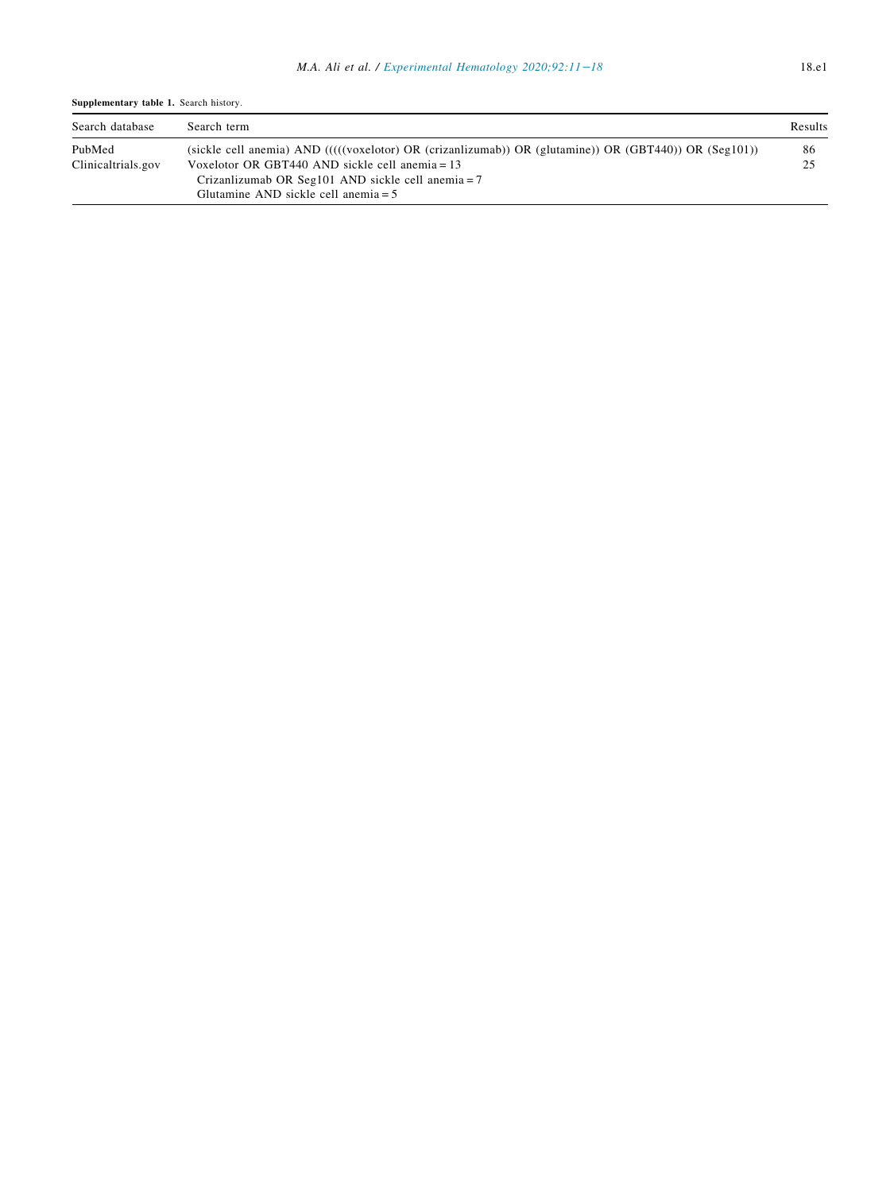**Supplementary table 1.** Search history.

| Search database | Search term | Results |
|---|---|---|
| PubMed | (sickle cell anemia) AND (((((voxelotor) OR (crizanlizumab)) OR (glutamine)) OR (GBT440)) OR (Seg101)) | 86 |
| Clinicaltrials.gov | Voxelotor OR GBT440 AND sickle cell anemia = 13<br>Crizanlizumab OR Seg101 AND sickle cell anemia = 7<br>Glutamine AND sickle cell anemia = 5 | 25 |